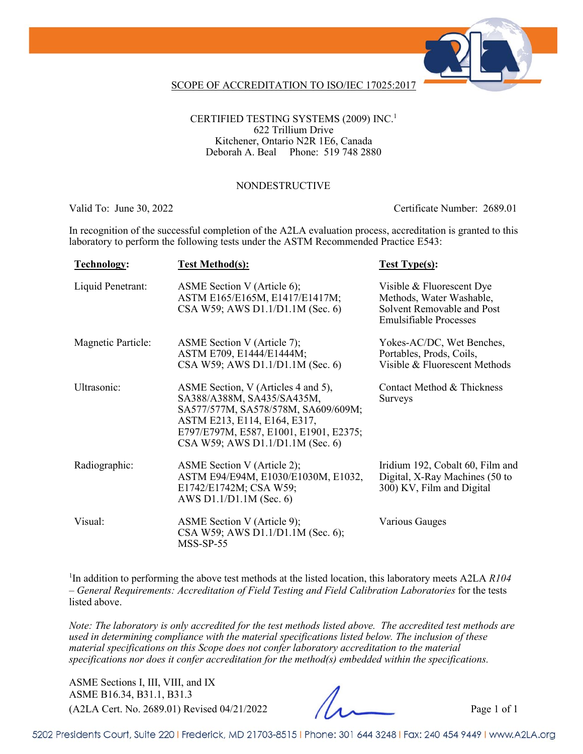## SCOPE OF ACCREDITATION TO ISO/IEC 17025:2017

CERTIFIED TESTING SYSTEMS (2009) INC.[1]
622 Trillium Drive
Kitchener, Ontario N2R 1E6, Canada
Deborah A. Beal Phone: 519 748 2880

### NONDESTRUCTIVE

Valid To: June 30, 2022 Certificate Number: 2689.01

In recognition of the successful completion of the A2LA evaluation process, accreditation is granted to this laboratory to perform the following tests under the ASTM Recommended Practice E543:

| **Technology:** | **Test Method(s):** | **Test Type(s):** |
|---|---|---|
| Liquid Penetrant: | ASME Section V (Article 6); ASTM E165/E165M, E1417/E1417M; CSA W59; AWS D1.1/D1.1M (Sec. 6) | Visible & Fluorescent Dye Methods, Water Washable, Solvent Removable and Post Emulsifiable Processes |
| Magnetic Particle: | ASME Section V (Article 7); ASTM E709, E1444/E1444M; CSA W59; AWS D1.1/D1.1M (Sec. 6) | Yokes-AC/DC, Wet Benches, Portables, Prods, Coils, Visible & Fluorescent Methods |
| Ultrasonic: | ASME Section, V (Articles 4 and 5), SA388/A388M, SA435/SA435M, SA577/577M, SA578/578M, SA609/609M; ASTM E213, E114, E164, E317, E797/E797M, E587, E1001, E1901, E2375; CSA W59; AWS D1.1/D1.1M (Sec. 6) | Contact Method & Thickness Surveys |
| Radiographic: | ASME Section V (Article 2); ASTM E94/E94M, E1030/E1030M, E1032, E1742/E1742M; CSA W59; AWS D1.1/D1.1M (Sec. 6) | Iridium 192, Cobalt 60, Film and Digital, X-Ray Machines (50 to 300) KV, Film and Digital |
| Visual: | ASME Section V (Article 9); CSA W59; AWS D1.1/D1.1M (Sec. 6); MSS-SP-55 | Various Gauges |

[1]In addition to performing the above test methods at the listed location, this laboratory meets A2LA *R104 – General Requirements: Accreditation of Field Testing and Field Calibration Laboratories* for the tests listed above.

*Note: The laboratory is only accredited for the test methods listed above. The accredited test methods are used in determining compliance with the material specifications listed below. The inclusion of these material specifications on this Scope does not confer laboratory accreditation to the material specifications nor does it confer accreditation for the method(s) embedded within the specifications.*

ASME Sections I, III, VIII, and IX
ASME B16.34, B31.1, B31.3

(A2LA Cert. No. 2689.01) Revised 04/21/2022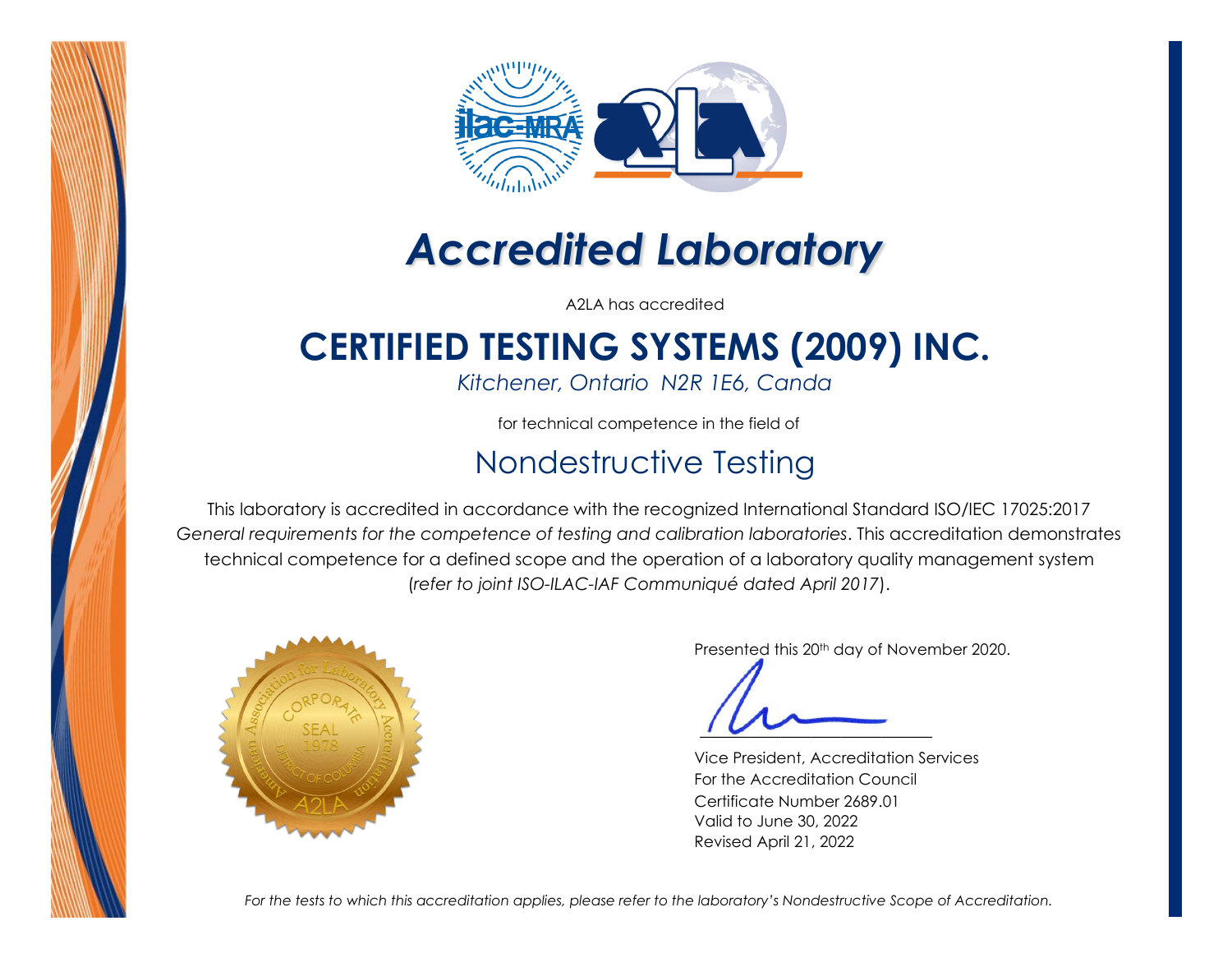# *Accredited Laboratory*

A2LA has accredited

## CERTIFIED TESTING SYSTEMS (2009) INC.

*Kitchener, Ontario N2R 1E6, Canda*

for technical competence in the field of

## Nondestructive Testing

This laboratory is accredited in accordance with the recognized International Standard ISO/IEC 17025:2017 *General requirements for the competence of testing and calibration laboratories*. This accreditation demonstrates technical competence for a defined scope and the operation of a laboratory quality management system (*refer to joint ISO-ILAC-IAF Communiqué dated April 2017*).

Presented this 20th day of November 2020.

Vice President, Accreditation Services
For the Accreditation Council
Certificate Number 2689.01
Valid to June 30, 2022
Revised April 21, 2022

*For the tests to which this accreditation applies, please refer to the laboratory's Nondestructive Scope of Accreditation.*